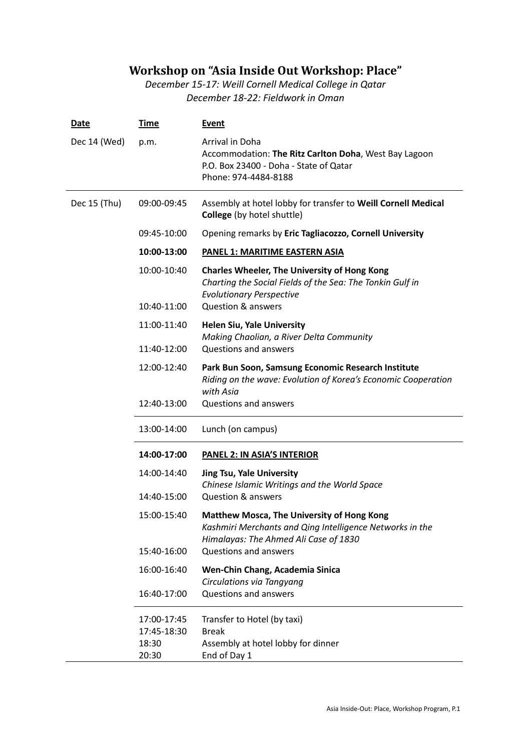# Workshop on "Asia Inside Out Workshop: Place"

*December 15-17: Weill Cornell Medical College in Qatar*
*December 18-22: Fieldwork in Oman*

| Date | Time | Event |
|---|---|---|
| Dec 14 (Wed) | p.m. | Arrival in Doha<br>Accommodation: **The Ritz Carlton Doha**, West Bay Lagoon<br>P.O. Box 23400 - Doha - State of Qatar<br>Phone: 974-4484-8188 |
| Dec 15 (Thu) | 09:00-09:45 | Assembly at hotel lobby for transfer to **Weill Cornell Medical College** (by hotel shuttle) |
| | 09:45-10:00 | Opening remarks by **Eric Tagliacozzo, Cornell University** |
| | **10:00-13:00** | **PANEL 1: MARITIME EASTERN ASIA** |
| | 10:00-10:40 | **Charles Wheeler, The University of Hong Kong**<br>*Charting the Social Fields of the Sea: The Tonkin Gulf in Evolutionary Perspective* |
| | 10:40-11:00 | Question & answers |
| | 11:00-11:40 | **Helen Siu, Yale University**<br>*Making Chaolian, a River Delta Community* |
| | 11:40-12:00 | Questions and answers |
| | 12:00-12:40 | **Park Bun Soon, Samsung Economic Research Institute**<br>*Riding on the wave: Evolution of Korea's Economic Cooperation with Asia* |
| | 12:40-13:00 | Questions and answers |
| | 13:00-14:00 | Lunch (on campus) |
| | **14:00-17:00** | **PANEL 2: IN ASIA'S INTERIOR** |
| | 14:00-14:40 | **Jing Tsu, Yale University**<br>*Chinese Islamic Writings and the World Space* |
| | 14:40-15:00 | Question & answers |
| | 15:00-15:40 | **Matthew Mosca, The University of Hong Kong**<br>*Kashmiri Merchants and Qing Intelligence Networks in the Himalayas: The Ahmed Ali Case of 1830* |
| | 15:40-16:00 | Questions and answers |
| | 16:00-16:40 | **Wen-Chin Chang, Academia Sinica**<br>*Circulations via Tangyang* |
| | 16:40-17:00 | Questions and answers |
| | 17:00-17:45 | Transfer to Hotel (by taxi) |
| | 17:45-18:30 | Break |
| | 18:30 | Assembly at hotel lobby for dinner |
| | 20:30 | End of Day 1 |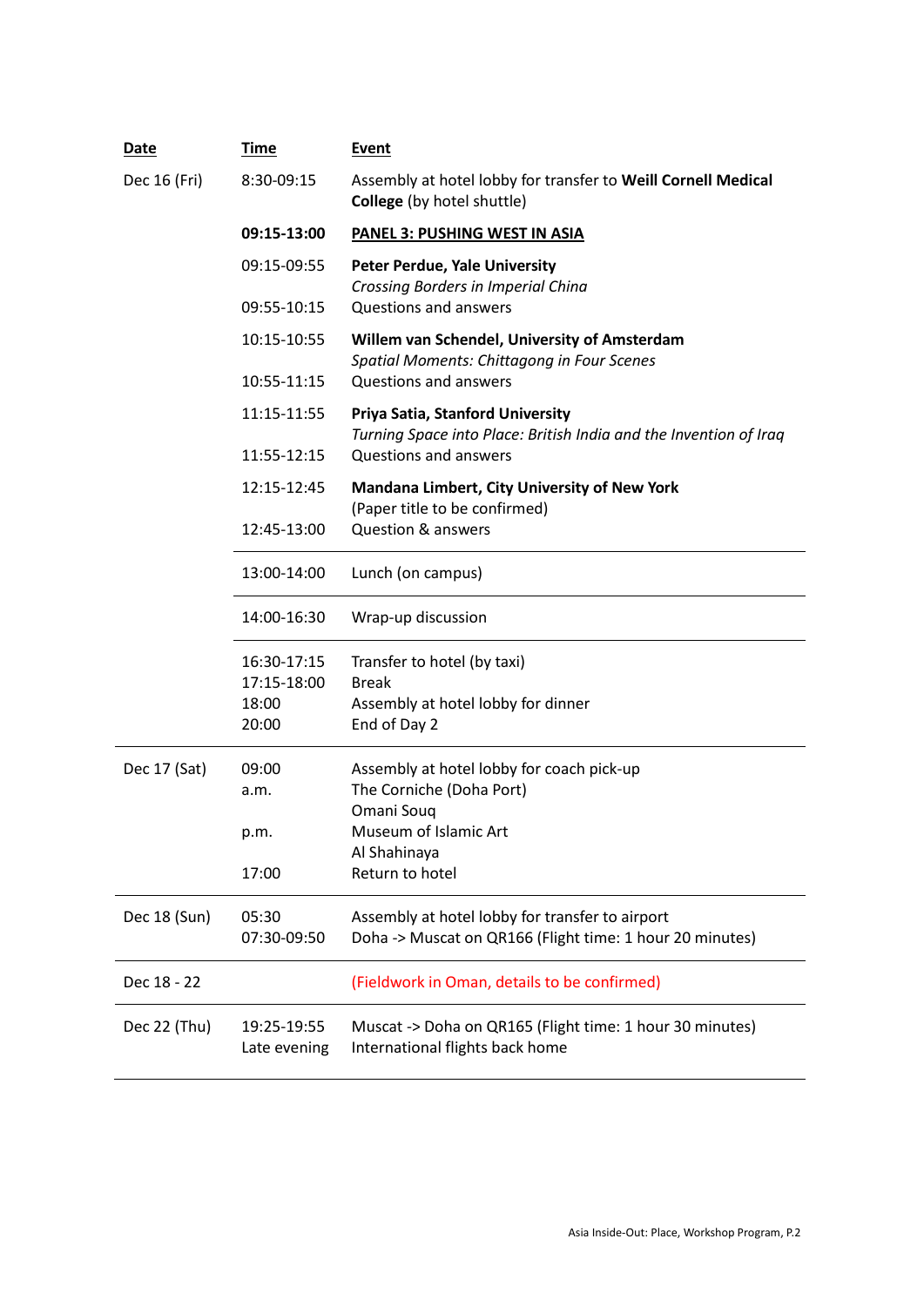| **Date** | **Time** | **Event** |
|---|---|---|
| Dec 16 (Fri) | 8:30-09:15 | Assembly at hotel lobby for transfer to **Weill Cornell Medical College** (by hotel shuttle) |
| | **09:15-13:00** | **PANEL 3: PUSHING WEST IN ASIA** |
| | 09:15-09:55 | **Peter Perdue, Yale University**<br>*Crossing Borders in Imperial China* |
| | 09:55-10:15 | Questions and answers |
| | 10:15-10:55 | **Willem van Schendel, University of Amsterdam**<br>*Spatial Moments: Chittagong in Four Scenes* |
| | 10:55-11:15 | Questions and answers |
| | 11:15-11:55 | **Priya Satia, Stanford University**<br>*Turning Space into Place: British India and the Invention of Iraq* |
| | 11:55-12:15 | Questions and answers |
| | 12:15-12:45 | **Mandana Limbert, City University of New York**<br>(Paper title to be confirmed) |
| | 12:45-13:00 | Question & answers |
| | 13:00-14:00 | Lunch (on campus) |
| | 14:00-16:30 | Wrap-up discussion |
| | 16:30-17:15<br>17:15-18:00<br>18:00<br>20:00 | Transfer to hotel (by taxi)<br>Break<br>Assembly at hotel lobby for dinner<br>End of Day 2 |
| Dec 17 (Sat) | 09:00<br>a.m.<br><br>p.m.<br><br>17:00 | Assembly at hotel lobby for coach pick-up<br>The Corniche (Doha Port)<br>Omani Souq<br>Museum of Islamic Art<br>Al Shahinaya<br>Return to hotel |
| Dec 18 (Sun) | 05:30<br>07:30-09:50 | Assembly at hotel lobby for transfer to airport<br>Doha -> Muscat on QR166 (Flight time: 1 hour 20 minutes) |
| Dec 18 - 22 | | (Fieldwork in Oman, details to be confirmed) |
| Dec 22 (Thu) | 19:25-19:55<br>Late evening | Muscat -> Doha on QR165 (Flight time: 1 hour 30 minutes)<br>International flights back home |